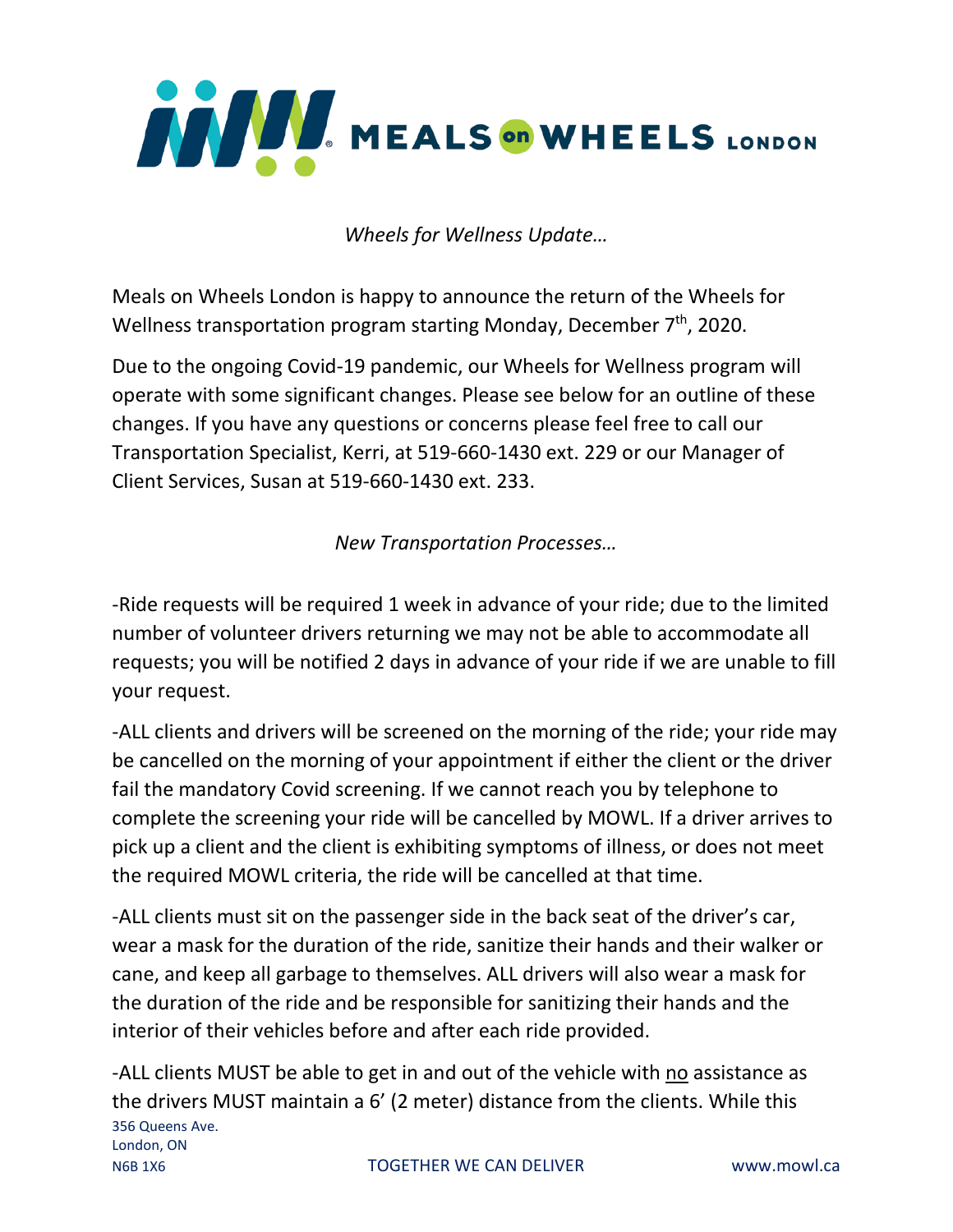# MEALS on WHEELS LONDON

*Wheels for Wellness Update…*

Meals on Wheels London is happy to announce the return of the Wheels for Wellness transportation program starting Monday, December 7th, 2020.

Due to the ongoing Covid-19 pandemic, our Wheels for Wellness program will operate with some significant changes. Please see below for an outline of these changes. If you have any questions or concerns please feel free to call our Transportation Specialist, Kerri, at 519-660-1430 ext. 229 or our Manager of Client Services, Susan at 519-660-1430 ext. 233.

*New Transportation Processes…*

-Ride requests will be required 1 week in advance of your ride; due to the limited number of volunteer drivers returning we may not be able to accommodate all requests; you will be notified 2 days in advance of your ride if we are unable to fill your request.

-ALL clients and drivers will be screened on the morning of the ride; your ride may be cancelled on the morning of your appointment if either the client or the driver fail the mandatory Covid screening. If we cannot reach you by telephone to complete the screening your ride will be cancelled by MOWL. If a driver arrives to pick up a client and the client is exhibiting symptoms of illness, or does not meet the required MOWL criteria, the ride will be cancelled at that time.

-ALL clients must sit on the passenger side in the back seat of the driver's car, wear a mask for the duration of the ride, sanitize their hands and their walker or cane, and keep all garbage to themselves. ALL drivers will also wear a mask for the duration of the ride and be responsible for sanitizing their hands and the interior of their vehicles before and after each ride provided.

-ALL clients MUST be able to get in and out of the vehicle with <u>no</u> assistance as the drivers MUST maintain a 6' (2 meter) distance from the clients. While this

356 Queens Ave.
London, ON
N6B 1X6

TOGETHER WE CAN DELIVER

www.mowl.ca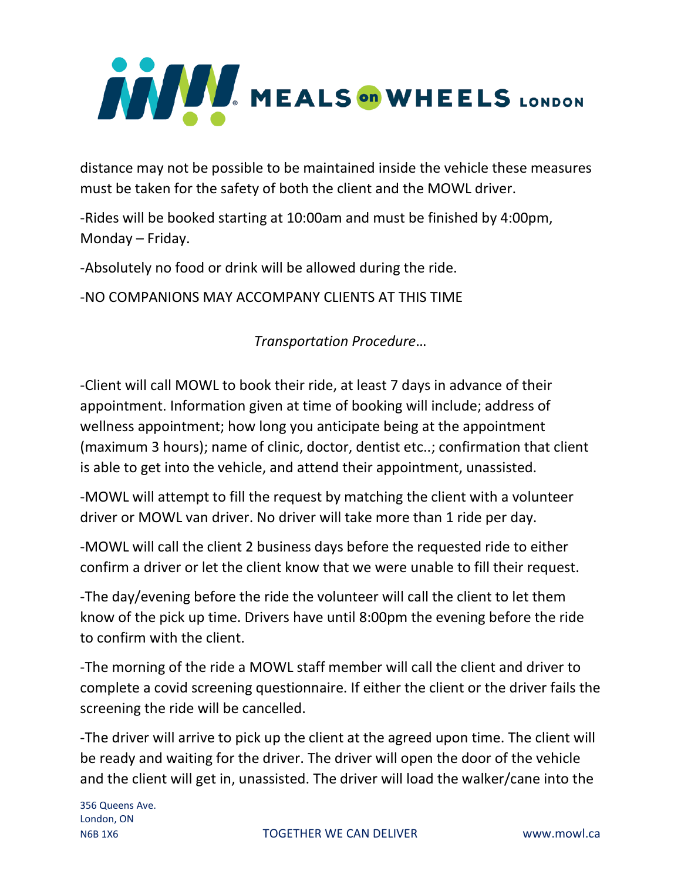distance may not be possible to be maintained inside the vehicle these measures must be taken for the safety of both the client and the MOWL driver.

-Rides will be booked starting at 10:00am and must be finished by 4:00pm, Monday – Friday.

-Absolutely no food or drink will be allowed during the ride.

-NO COMPANIONS MAY ACCOMPANY CLIENTS AT THIS TIME

*Transportation Procedure*…

-Client will call MOWL to book their ride, at least 7 days in advance of their appointment. Information given at time of booking will include; address of wellness appointment; how long you anticipate being at the appointment (maximum 3 hours); name of clinic, doctor, dentist etc..; confirmation that client is able to get into the vehicle, and attend their appointment, unassisted.

-MOWL will attempt to fill the request by matching the client with a volunteer driver or MOWL van driver. No driver will take more than 1 ride per day.

-MOWL will call the client 2 business days before the requested ride to either confirm a driver or let the client know that we were unable to fill their request.

-The day/evening before the ride the volunteer will call the client to let them know of the pick up time. Drivers have until 8:00pm the evening before the ride to confirm with the client.

-The morning of the ride a MOWL staff member will call the client and driver to complete a covid screening questionnaire. If either the client or the driver fails the screening the ride will be cancelled.

-The driver will arrive to pick up the client at the agreed upon time. The client will be ready and waiting for the driver. The driver will open the door of the vehicle and the client will get in, unassisted. The driver will load the walker/cane into the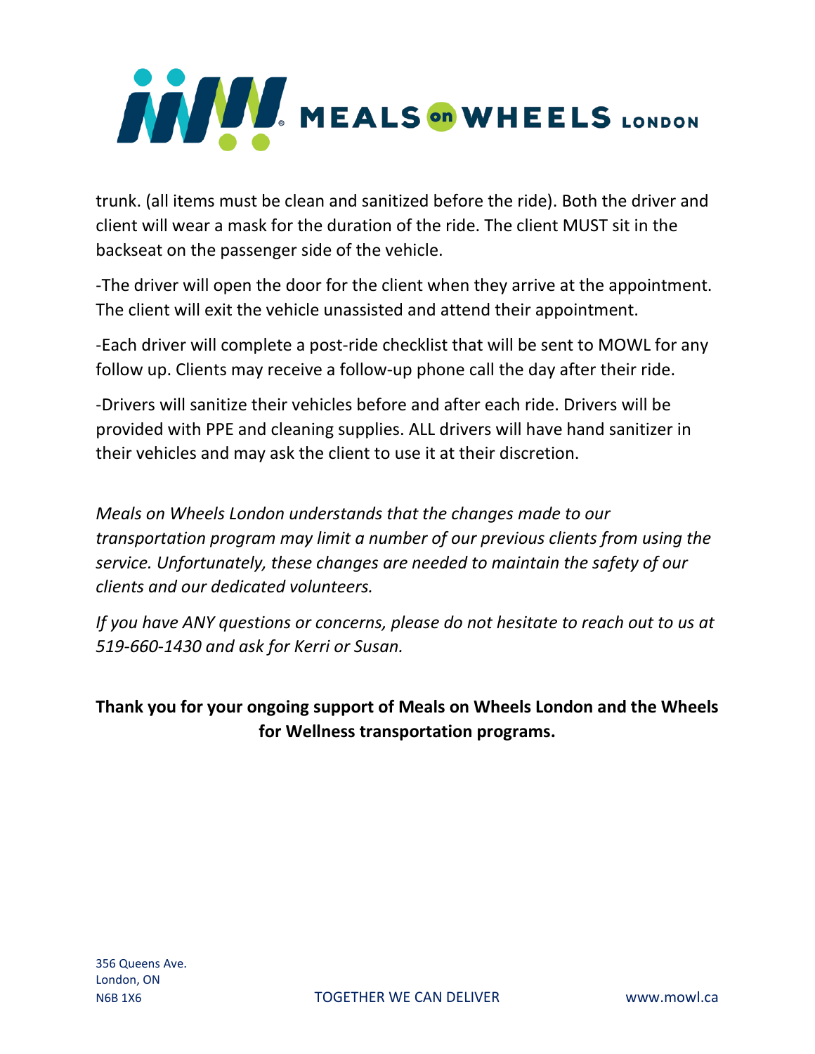trunk. (all items must be clean and sanitized before the ride). Both the driver and client will wear a mask for the duration of the ride. The client MUST sit in the backseat on the passenger side of the vehicle.

-The driver will open the door for the client when they arrive at the appointment. The client will exit the vehicle unassisted and attend their appointment.

-Each driver will complete a post-ride checklist that will be sent to MOWL for any follow up. Clients may receive a follow-up phone call the day after their ride.

-Drivers will sanitize their vehicles before and after each ride. Drivers will be provided with PPE and cleaning supplies. ALL drivers will have hand sanitizer in their vehicles and may ask the client to use it at their discretion.

*Meals on Wheels London understands that the changes made to our transportation program may limit a number of our previous clients from using the service. Unfortunately, these changes are needed to maintain the safety of our clients and our dedicated volunteers.*

*If you have ANY questions or concerns, please do not hesitate to reach out to us at 519-660-1430 and ask for Kerri or Susan.*

**Thank you for your ongoing support of Meals on Wheels London and the Wheels for Wellness transportation programs.**

356 Queens Ave.
London, ON
N6B 1X6

TOGETHER WE CAN DELIVER

www.mowl.ca